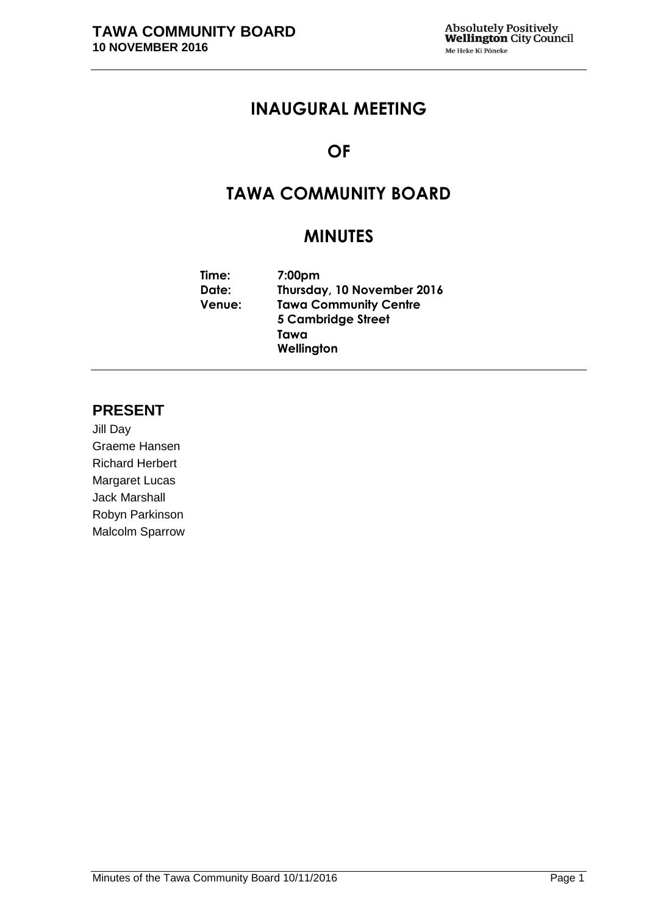# INAUGURAL MEETING

# OF

# TAWA COMMUNITY BOARD

# MINUTES

**Time:** 7:00pm
**Date:** Thursday, 10 November 2016
**Venue:** Tawa Community Centre
5 Cambridge Street
Tawa
Wellington

## PRESENT

Jill Day
Graeme Hansen
Richard Herbert
Margaret Lucas
Jack Marshall
Robyn Parkinson
Malcolm Sparrow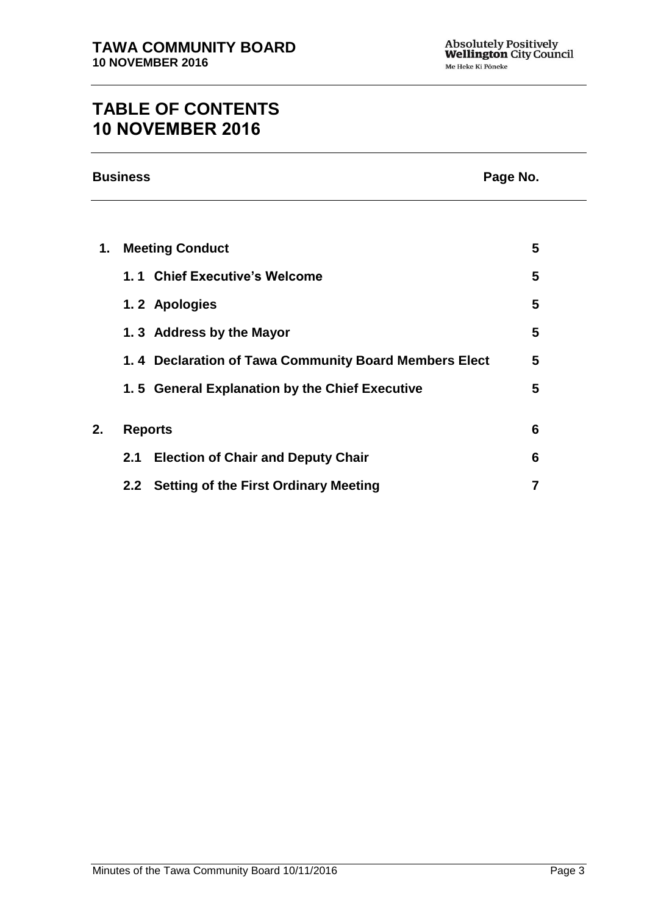# TABLE OF CONTENTS
# 10 NOVEMBER 2016

| Business | | Page No. |
| --- | --- | --- |
| **1.** | **Meeting Conduct** | **5** |
| | **1. 1 Chief Executive's Welcome** | **5** |
| | **1. 2 Apologies** | **5** |
| | **1. 3 Address by the Mayor** | **5** |
| | **1. 4 Declaration of Tawa Community Board Members Elect** | **5** |
| | **1. 5 General Explanation by the Chief Executive** | **5** |
| **2.** | **Reports** | **6** |
| | **2.1 Election of Chair and Deputy Chair** | **6** |
| | **2.2 Setting of the First Ordinary Meeting** | **7** |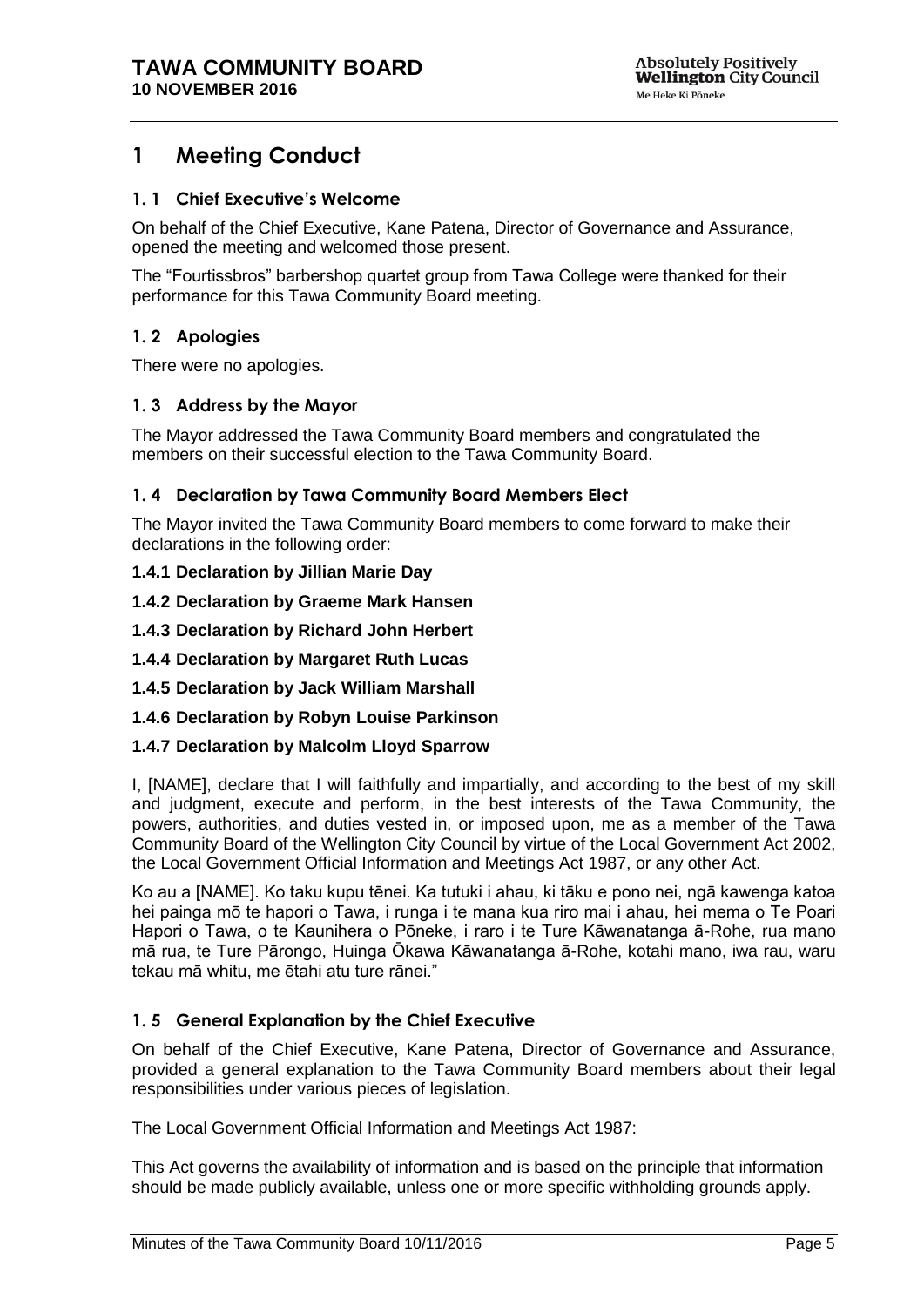# 1 Meeting Conduct

### 1. 1 Chief Executive's Welcome

On behalf of the Chief Executive, Kane Patena, Director of Governance and Assurance, opened the meeting and welcomed those present.

The "Fourtissbros" barbershop quartet group from Tawa College were thanked for their performance for this Tawa Community Board meeting.

### 1. 2 Apologies

There were no apologies.

### 1. 3 Address by the Mayor

The Mayor addressed the Tawa Community Board members and congratulated the members on their successful election to the Tawa Community Board.

### 1. 4 Declaration by Tawa Community Board Members Elect

The Mayor invited the Tawa Community Board members to come forward to make their declarations in the following order:

**1.4.1 Declaration by Jillian Marie Day**

**1.4.2 Declaration by Graeme Mark Hansen**

**1.4.3 Declaration by Richard John Herbert**

**1.4.4 Declaration by Margaret Ruth Lucas**

**1.4.5 Declaration by Jack William Marshall**

**1.4.6 Declaration by Robyn Louise Parkinson**

**1.4.7 Declaration by Malcolm Lloyd Sparrow**

I, [NAME], declare that I will faithfully and impartially, and according to the best of my skill and judgment, execute and perform, in the best interests of the Tawa Community, the powers, authorities, and duties vested in, or imposed upon, me as a member of the Tawa Community Board of the Wellington City Council by virtue of the Local Government Act 2002, the Local Government Official Information and Meetings Act 1987, or any other Act.

Ko au a [NAME]. Ko taku kupu tēnei. Ka tutuki i ahau, ki tāku e pono nei, ngā kawenga katoa hei painga mō te hapori o Tawa, i runga i te mana kua riro mai i ahau, hei mema o Te Poari Hapori o Tawa, o te Kaunihera o Pōneke, i raro i te Ture Kāwanatanga ā-Rohe, rua mano mā rua, te Ture Pārongo, Huinga Ōkawa Kāwanatanga ā-Rohe, kotahi mano, iwa rau, waru tekau mā whitu, me ētahi atu ture rānei."

### 1. 5 General Explanation by the Chief Executive

On behalf of the Chief Executive, Kane Patena, Director of Governance and Assurance, provided a general explanation to the Tawa Community Board members about their legal responsibilities under various pieces of legislation.

The Local Government Official Information and Meetings Act 1987:

This Act governs the availability of information and is based on the principle that information should be made publicly available, unless one or more specific withholding grounds apply.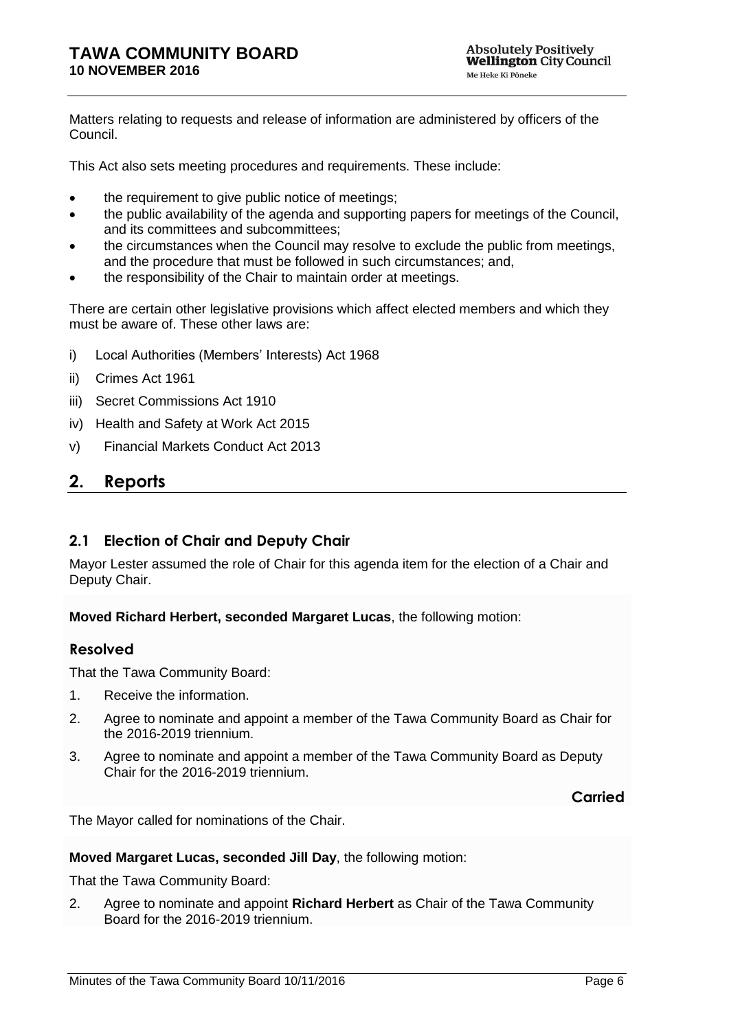Matters relating to requests and release of information are administered by officers of the Council.

This Act also sets meeting procedures and requirements. These include:

- the requirement to give public notice of meetings;
- the public availability of the agenda and supporting papers for meetings of the Council, and its committees and subcommittees;
- the circumstances when the Council may resolve to exclude the public from meetings, and the procedure that must be followed in such circumstances; and,
- the responsibility of the Chair to maintain order at meetings.

There are certain other legislative provisions which affect elected members and which they must be aware of. These other laws are:

i) Local Authorities (Members' Interests) Act 1968

ii) Crimes Act 1961

iii) Secret Commissions Act 1910

iv) Health and Safety at Work Act 2015

v) Financial Markets Conduct Act 2013

## 2. Reports

### 2.1 Election of Chair and Deputy Chair

Mayor Lester assumed the role of Chair for this agenda item for the election of a Chair and Deputy Chair.

**Moved Richard Herbert, seconded Margaret Lucas**, the following motion:

#### Resolved

That the Tawa Community Board:

1. Receive the information.
2. Agree to nominate and appoint a member of the Tawa Community Board as Chair for the 2016-2019 triennium.
3. Agree to nominate and appoint a member of the Tawa Community Board as Deputy Chair for the 2016-2019 triennium.

**Carried**

The Mayor called for nominations of the Chair.

**Moved Margaret Lucas, seconded Jill Day**, the following motion:

That the Tawa Community Board:

2. Agree to nominate and appoint **Richard Herbert** as Chair of the Tawa Community Board for the 2016-2019 triennium.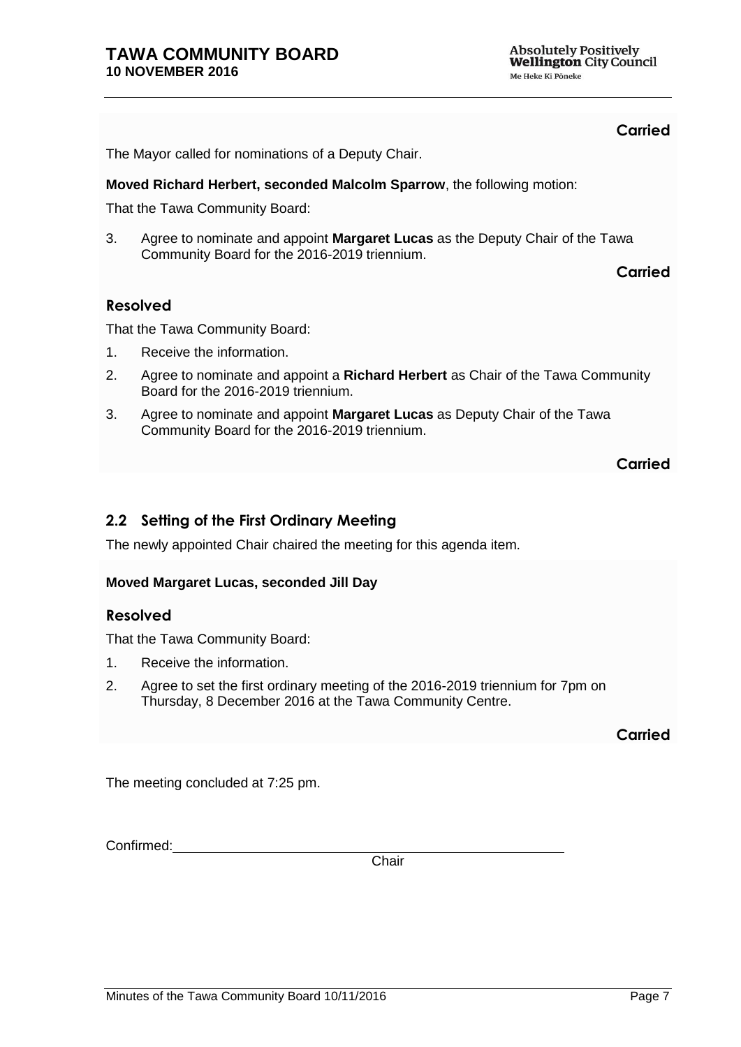**Carried**

The Mayor called for nominations of a Deputy Chair.

**Moved Richard Herbert, seconded Malcolm Sparrow**, the following motion:

That the Tawa Community Board:

3. Agree to nominate and appoint **Margaret Lucas** as the Deputy Chair of the Tawa Community Board for the 2016-2019 triennium.

**Carried**

### Resolved

That the Tawa Community Board:

1. Receive the information.
2. Agree to nominate and appoint a **Richard Herbert** as Chair of the Tawa Community Board for the 2016-2019 triennium.
3. Agree to nominate and appoint **Margaret Lucas** as Deputy Chair of the Tawa Community Board for the 2016-2019 triennium.

**Carried**

## 2.2 Setting of the First Ordinary Meeting

The newly appointed Chair chaired the meeting for this agenda item.

**Moved Margaret Lucas, seconded Jill Day**

### Resolved

That the Tawa Community Board:

1. Receive the information.
2. Agree to set the first ordinary meeting of the 2016-2019 triennium for 7pm on Thursday, 8 December 2016 at the Tawa Community Centre.

**Carried**

The meeting concluded at 7:25 pm.

Confirmed: ______________________________

Chair